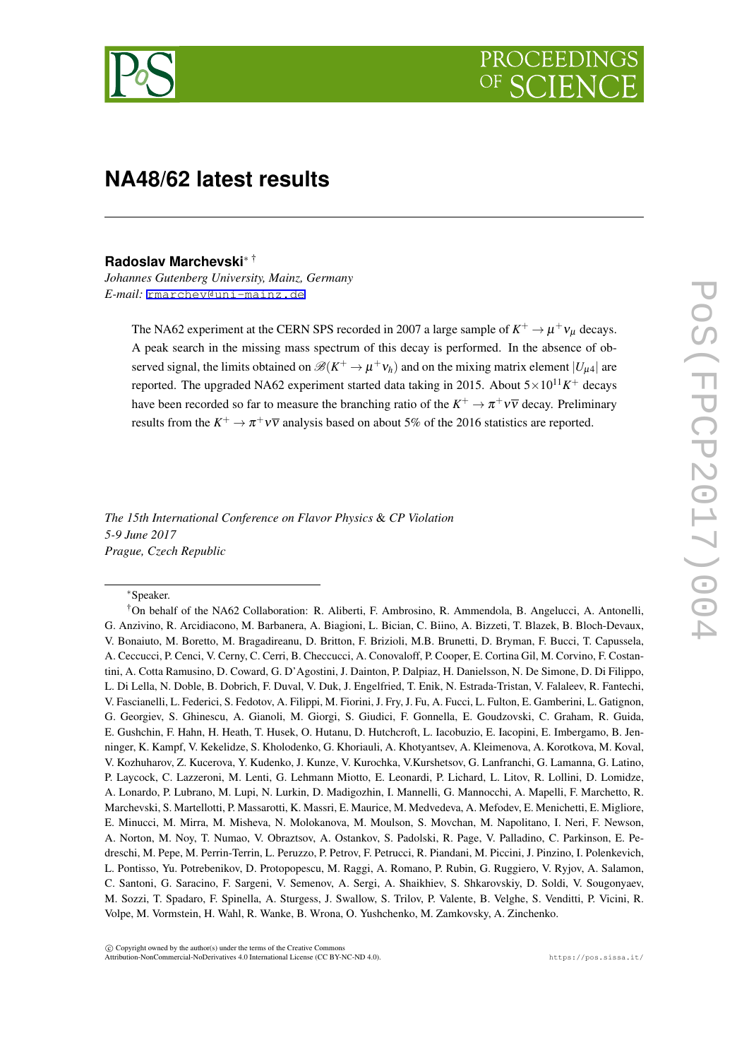# NA48/62 latest results

**Radoslav Marchevski**[*] [†]

*Johannes Gutenberg University, Mainz, Germany*
*E-mail:* rmarchev@uni-mainz.de

> The NA62 experiment at the CERN SPS recorded in 2007 a large sample of $K^+ \to \mu^+ \nu_\mu$ decays. A peak search in the missing mass spectrum of this decay is performed. In the absence of observed signal, the limits obtained on $\mathscr{B}(K^+ \to \mu^+ \nu_h)$ and on the mixing matrix element $|U_{\mu 4}|$ are reported. The upgraded NA62 experiment started data taking in 2015. About $5 \times 10^{11} K^+$ decays have been recorded so far to measure the branching ratio of the $K^+ \to \pi^+ \nu \bar{\nu}$ decay. Preliminary results from the $K^+ \to \pi^+ \nu \bar{\nu}$ analysis based on about 5% of the 2016 statistics are reported.

*The 15th International Conference on Flavor Physics & CP Violation*
*5-9 June 2017*
*Prague, Czech Republic*

---

[*] Speaker.

[†] On behalf of the NA62 Collaboration: R. Aliberti, F. Ambrosino, R. Ammendola, B. Angelucci, A. Antonelli, G. Anzivino, R. Arcidiacono, M. Barbanera, A. Biagioni, L. Bician, C. Biino, A. Bizzeti, T. Blazek, B. Bloch-Devaux, V. Bonaiuto, M. Boretto, M. Bragadireanu, D. Britton, F. Brizioli, M.B. Brunetti, D. Bryman, F. Bucci, T. Capussela, A. Ceccucci, P. Cenci, V. Cerny, C. Cerri, B. Checcucci, A. Conovaloff, P. Cooper, E. Cortina Gil, M. Corvino, F. Costantini, A. Cotta Ramusino, D. Coward, G. D'Agostini, J. Dainton, P. Dalpiaz, H. Danielsson, N. De Simone, D. Di Filippo, L. Di Lella, N. Doble, B. Dobrich, F. Duval, V. Duk, J. Engelfried, T. Enik, N. Estrada-Tristan, V. Falaleev, R. Fantechi, V. Fascianelli, L. Federici, S. Fedotov, A. Filippi, M. Fiorini, J. Fry, J. Fu, A. Fucci, L. Fulton, E. Gamberini, L. Gatignon, G. Georgiev, S. Ghinescu, A. Gianoli, M. Giorgi, S. Giudici, F. Gonnella, E. Goudzovski, C. Graham, R. Guida, E. Gushchin, F. Hahn, H. Heath, T. Husek, O. Hutanu, D. Hutchcroft, L. Iacobuzio, E. Iacopini, E. Imbergamo, B. Jenninger, K. Kampf, V. Kekelidze, S. Kholodenko, G. Khoriauli, A. Khotyantsev, A. Kleimenova, A. Korotkova, M. Koval, V. Kozhuharov, Z. Kucerova, Y. Kudenko, J. Kunze, V. Kurochka, V.Kurshetsov, G. Lanfranchi, G. Lamanna, G. Latino, P. Laycock, C. Lazzeroni, M. Lenti, G. Lehmann Miotto, E. Leonardi, P. Lichard, L. Litov, R. Lollini, D. Lomidze, A. Lonardo, P. Lubrano, M. Lupi, N. Lurkin, D. Madigozhin, I. Mannelli, G. Mannocchi, A. Mapelli, F. Marchetto, R. Marchevski, S. Martellotti, P. Massarotti, K. Massri, E. Maurice, M. Medvedeva, A. Mefodev, E. Menichetti, E. Migliore, E. Minucci, M. Mirra, M. Misheva, N. Molokanova, M. Moulson, S. Movchan, M. Napolitano, I. Neri, F. Newson, A. Norton, M. Noy, T. Numao, V. Obraztsov, A. Ostankov, S. Padolski, R. Page, V. Palladino, C. Parkinson, E. Pedreschi, M. Pepe, M. Perrin-Terrin, L. Peruzzo, P. Petrov, F. Petrucci, R. Piandani, M. Piccini, J. Pinzino, I. Polenkevich, L. Pontisso, Yu. Potrebenikov, D. Protopopescu, M. Raggi, A. Romano, P. Rubin, G. Ruggiero, V. Ryjov, A. Salamon, C. Santoni, G. Saracino, F. Sargeni, V. Semenov, A. Sergi, A. Shaikhiev, S. Shkarovskiy, D. Soldi, V. Sougonyaev, M. Sozzi, T. Spadaro, F. Spinella, A. Sturgess, J. Swallow, S. Trilov, P. Valente, B. Velghe, S. Venditti, P. Vicini, R. Volpe, M. Vormstein, H. Wahl, R. Wanke, B. Wrona, O. Yushchenko, M. Zamkovsky, A. Zinchenko.

ⓒ Copyright owned by the author(s) under the terms of the Creative Commons Attribution-NonCommercial-NoDerivatives 4.0 International License (CC BY-NC-ND 4.0).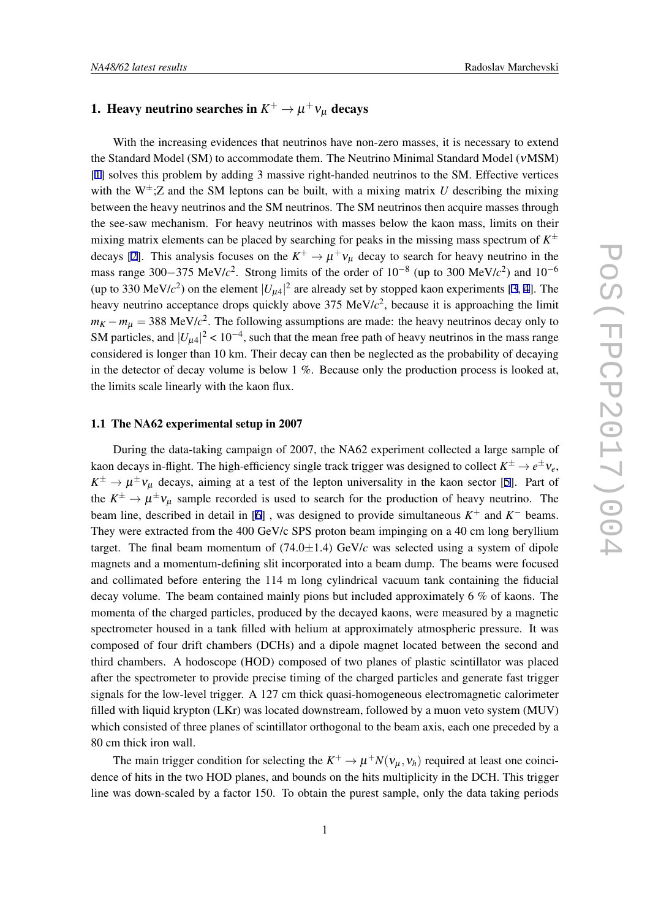## 1. Heavy neutrino searches in $K^+ \to \mu^+ \nu_\mu$ decays

With the increasing evidences that neutrinos have non-zero masses, it is necessary to extend the Standard Model (SM) to accommodate them. The Neutrino Minimal Standard Model ($\nu$MSM) [1] solves this problem by adding 3 massive right-handed neutrinos to the SM. Effective vertices with the $W^{\pm}$;Z and the SM leptons can be built, with a mixing matrix $U$ describing the mixing between the heavy neutrinos and the SM neutrinos. The SM neutrinos then acquire masses through the see-saw mechanism. For heavy neutrinos with masses below the kaon mass, limits on their mixing matrix elements can be placed by searching for peaks in the missing mass spectrum of $K^{\pm}$ decays [2]. This analysis focuses on the $K^+ \to \mu^+ \nu_\mu$ decay to search for heavy neutrino in the mass range 300−375 MeV/$c^2$. Strong limits of the order of $10^{-8}$ (up to 300 MeV/$c^2$) and $10^{-6}$ (up to 330 MeV/$c^2$) on the element $|U_{\mu 4}|^2$ are already set by stopped kaon experiments [3, 4]. The heavy neutrino acceptance drops quickly above 375 MeV/$c^2$, because it is approaching the limit $m_K - m_\mu = 388$ MeV/$c^2$. The following assumptions are made: the heavy neutrinos decay only to SM particles, and $|U_{\mu 4}|^2 < 10^{-4}$, such that the mean free path of heavy neutrinos in the mass range considered is longer than 10 km. Their decay can then be neglected as the probability of decaying in the detector of decay volume is below 1 %. Because only the production process is looked at, the limits scale linearly with the kaon flux.

### 1.1 The NA62 experimental setup in 2007

During the data-taking campaign of 2007, the NA62 experiment collected a large sample of kaon decays in-flight. The high-efficiency single track trigger was designed to collect $K^{\pm} \to e^{\pm} \nu_e$, $K^{\pm} \to \mu^{\pm} \nu_\mu$ decays, aiming at a test of the lepton universality in the kaon sector [5]. Part of the $K^{\pm} \to \mu^{\pm} \nu_\mu$ sample recorded is used to search for the production of heavy neutrino. The beam line, described in detail in [6] , was designed to provide simultaneous $K^+$ and $K^-$ beams. They were extracted from the 400 GeV/c SPS proton beam impinging on a 40 cm long beryllium target. The final beam momentum of (74.0±1.4) GeV/$c$ was selected using a system of dipole magnets and a momentum-defining slit incorporated into a beam dump. The beams were focused and collimated before entering the 114 m long cylindrical vacuum tank containing the fiducial decay volume. The beam contained mainly pions but included approximately 6 % of kaons. The momenta of the charged particles, produced by the decayed kaons, were measured by a magnetic spectrometer housed in a tank filled with helium at approximately atmospheric pressure. It was composed of four drift chambers (DCHs) and a dipole magnet located between the second and third chambers. A hodoscope (HOD) composed of two planes of plastic scintillator was placed after the spectrometer to provide precise timing of the charged particles and generate fast trigger signals for the low-level trigger. A 127 cm thick quasi-homogeneous electromagnetic calorimeter filled with liquid krypton (LKr) was located downstream, followed by a muon veto system (MUV) which consisted of three planes of scintillator orthogonal to the beam axis, each one preceded by a 80 cm thick iron wall.

The main trigger condition for selecting the $K^+ \to \mu^+ N(\nu_\mu, \nu_h)$ required at least one coincidence of hits in the two HOD planes, and bounds on the hits multiplicity in the DCH. This trigger line was down-scaled by a factor 150. To obtain the purest sample, only the data taking periods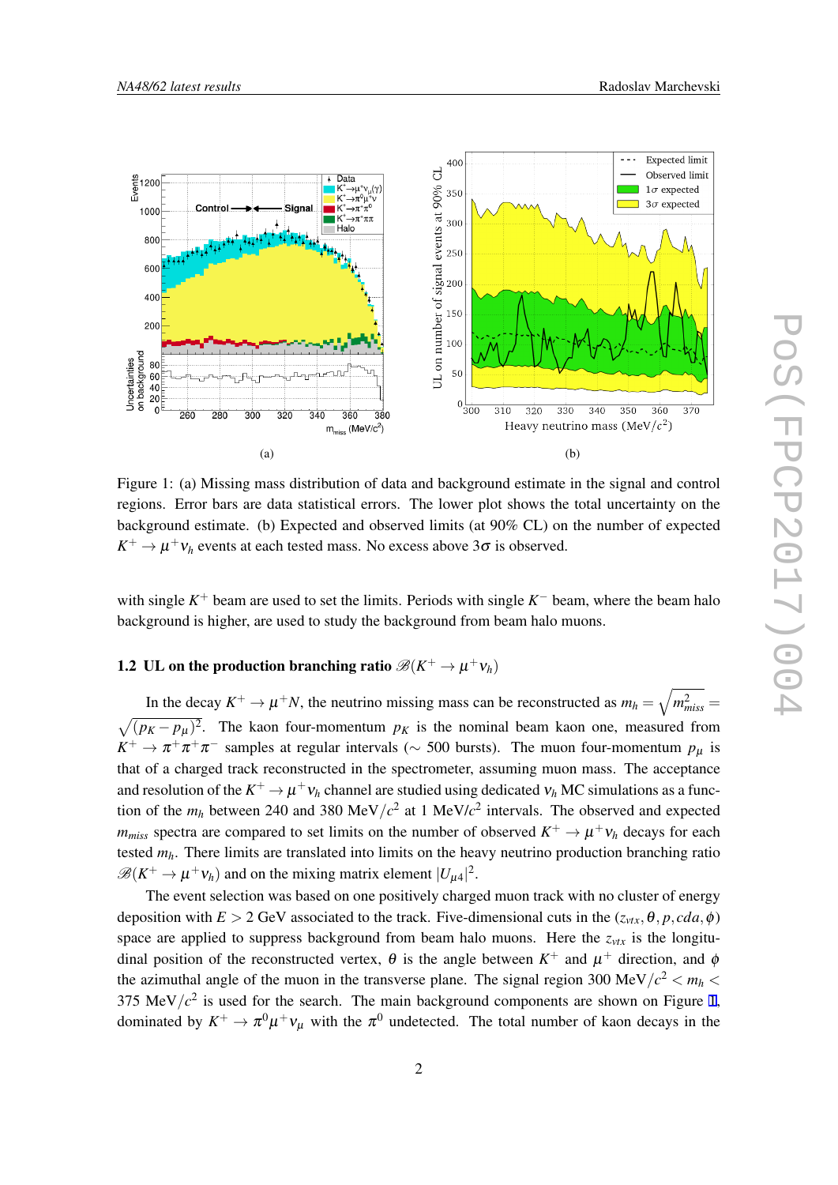Figure 1: (a) Missing mass distribution of data and background estimate in the signal and control regions. Error bars are data statistical errors. The lower plot shows the total uncertainty on the background estimate. (b) Expected and observed limits (at 90% CL) on the number of expected $K^+ \to \mu^+ \nu_h$ events at each tested mass. No excess above $3\sigma$ is observed.

with single $K^+$ beam are used to set the limits. Periods with single $K^-$ beam, where the beam halo background is higher, are used to study the background from beam halo muons.

### 1.2 UL on the production branching ratio $\mathscr{B}(K^+ \to \mu^+ \nu_h)$

In the decay $K^+ \to \mu^+ N$, the neutrino missing mass can be reconstructed as $m_h = \sqrt{m^2_{miss}} = \sqrt{(p_K - p_\mu)^2}$. The kaon four-momentum $p_K$ is the nominal beam kaon one, measured from $K^+ \to \pi^+\pi^+\pi^-$ samples at regular intervals ($\sim$ 500 bursts). The muon four-momentum $p_\mu$ is that of a charged track reconstructed in the spectrometer, assuming muon mass. The acceptance and resolution of the $K^+ \to \mu^+ \nu_h$ channel are studied using dedicated $\nu_h$ MC simulations as a function of the $m_h$ between 240 and 380 MeV$/c^2$ at 1 MeV/$c^2$ intervals. The observed and expected $m_{miss}$ spectra are compared to set limits on the number of observed $K^+ \to \mu^+ \nu_h$ decays for each tested $m_h$. There limits are translated into limits on the heavy neutrino production branching ratio $\mathscr{B}(K^+ \to \mu^+ \nu_h)$ and on the mixing matrix element $|U_{\mu 4}|^2$.

The event selection was based on one positively charged muon track with no cluster of energy deposition with $E > 2$ GeV associated to the track. Five-dimensional cuts in the $(z_{vtx}, \theta, p, cda, \phi)$ space are applied to suppress background from beam halo muons. Here the $z_{vtx}$ is the longitudinal position of the reconstructed vertex, $\theta$ is the angle between $K^+$ and $\mu^+$ direction, and $\phi$ the azimuthal angle of the muon in the transverse plane. The signal region 300 MeV$/c^2 < m_h <$ 375 MeV$/c^2$ is used for the search. The main background components are shown on Figure 1, dominated by $K^+ \to \pi^0 \mu^+ \nu_\mu$ with the $\pi^0$ undetected. The total number of kaon decays in the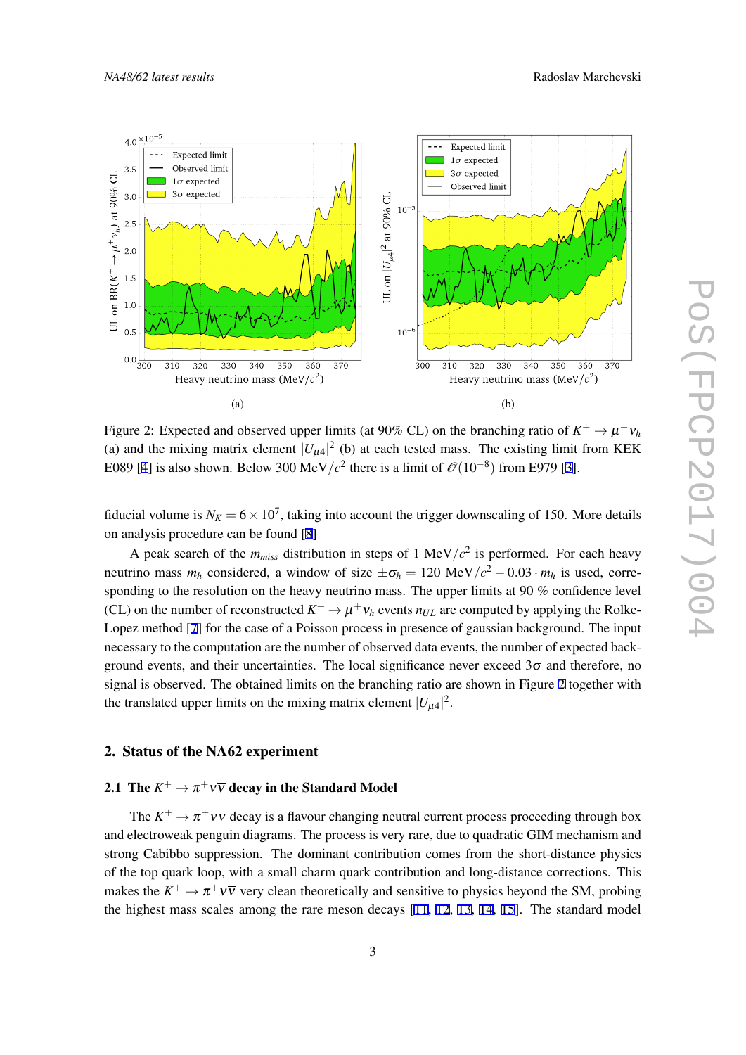Figure 2: Expected and observed upper limits (at 90% CL) on the branching ratio of $K^+ \to \mu^+ \nu_h$ (a) and the mixing matrix element $|U_{\mu 4}|^2$ (b) at each tested mass. The existing limit from KEK E089 [4] is also shown. Below 300 MeV/$c^2$ there is a limit of $\mathcal{O}(10^{-8})$ from E979 [3].

fiducial volume is $N_K = 6 \times 10^7$, taking into account the trigger downscaling of 150. More details on analysis procedure can be found [8]

A peak search of the $m_{miss}$ distribution in steps of 1 MeV/$c^2$ is performed. For each heavy neutrino mass $m_h$ considered, a window of size $\pm\sigma_h = 120$ MeV/$c^2 - 0.03 \cdot m_h$ is used, corresponding to the resolution on the heavy neutrino mass. The upper limits at 90 % confidence level (CL) on the number of reconstructed $K^+ \to \mu^+ \nu_h$ events $n_{UL}$ are computed by applying the Rolke-Lopez method [7] for the case of a Poisson process in presence of gaussian background. The input necessary to the computation are the number of observed data events, the number of expected background events, and their uncertainties. The local significance never exceed $3\sigma$ and therefore, no signal is observed. The obtained limits on the branching ratio are shown in Figure 2 together with the translated upper limits on the mixing matrix element $|U_{\mu 4}|^2$.

## 2. Status of the NA62 experiment

### 2.1 The $K^+ \to \pi^+ \nu\bar{\nu}$ decay in the Standard Model

The $K^+ \to \pi^+ \nu\bar{\nu}$ decay is a flavour changing neutral current process proceeding through box and electroweak penguin diagrams. The process is very rare, due to quadratic GIM mechanism and strong Cabibbo suppression. The dominant contribution comes from the short-distance physics of the top quark loop, with a small charm quark contribution and long-distance corrections. This makes the $K^+ \to \pi^+ \nu\bar{\nu}$ very clean theoretically and sensitive to physics beyond the SM, probing the highest mass scales among the rare meson decays [11, 12, 13, 14, 15]. The standard model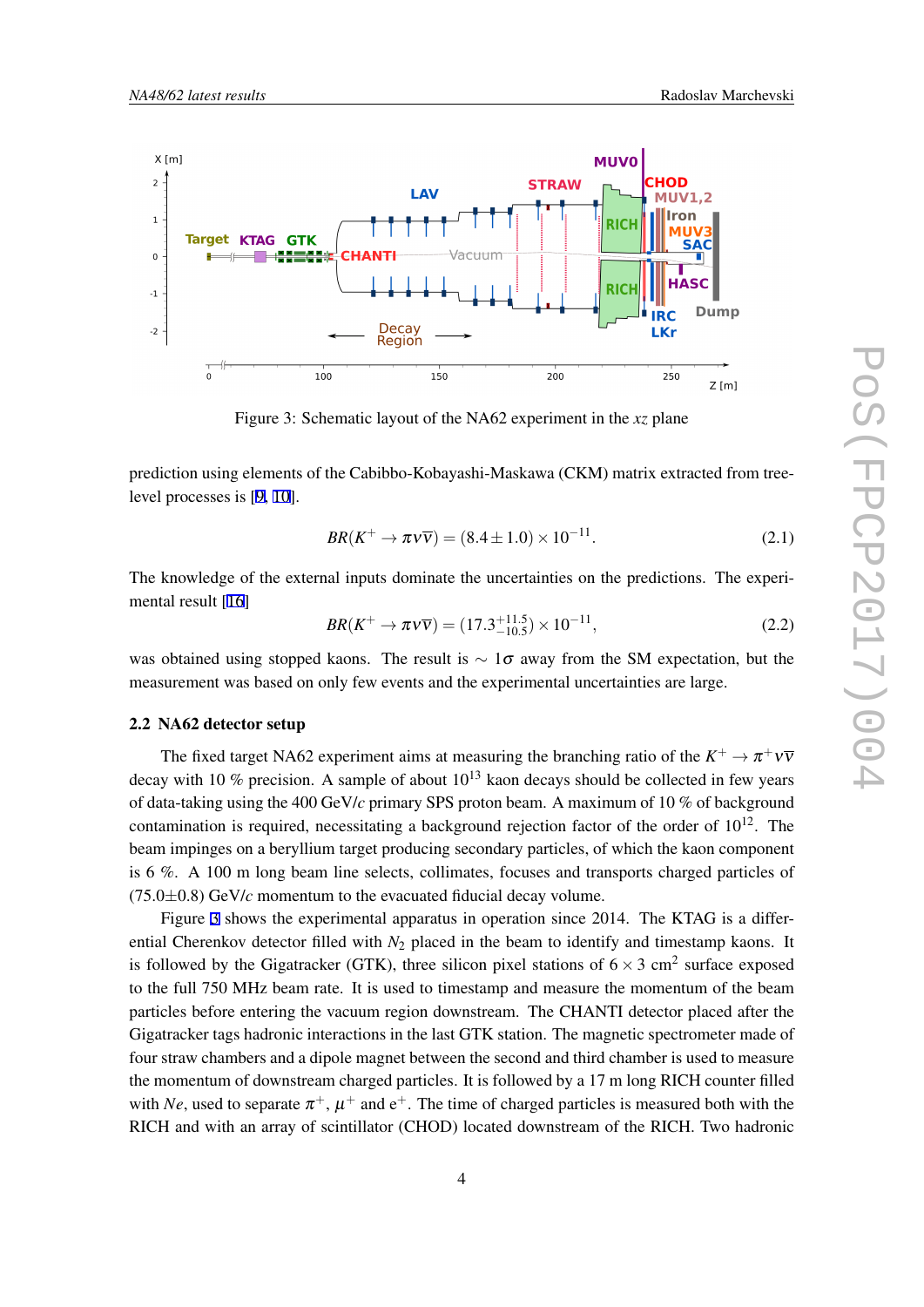Figure 3: Schematic layout of the NA62 experiment in the $xz$ plane

prediction using elements of the Cabibbo-Kobayashi-Maskawa (CKM) matrix extracted from tree-level processes is [9, 10].

$$BR(K^+ \to \pi \nu \overline{\nu}) = (8.4 \pm 1.0) \times 10^{-11}. \tag{2.1}$$

The knowledge of the external inputs dominate the uncertainties on the predictions. The experimental result [16]

$$BR(K^+ \to \pi \nu \overline{\nu}) = (17.3^{+11.5}_{-10.5}) \times 10^{-11}, \tag{2.2}$$

was obtained using stopped kaons. The result is $\sim 1\sigma$ away from the SM expectation, but the measurement was based on only few events and the experimental uncertainties are large.

### 2.2 NA62 detector setup

The fixed target NA62 experiment aims at measuring the branching ratio of the $K^+ \to \pi^+ \nu \overline{\nu}$ decay with 10 % precision. A sample of about $10^{13}$ kaon decays should be collected in few years of data-taking using the 400 GeV/$c$ primary SPS proton beam. A maximum of 10 % of background contamination is required, necessitating a background rejection factor of the order of $10^{12}$. The beam impinges on a beryllium target producing secondary particles, of which the kaon component is 6 %. A 100 m long beam line selects, collimates, focuses and transports charged particles of $(75.0 \pm 0.8)$ GeV/$c$ momentum to the evacuated fiducial decay volume.

Figure 3 shows the experimental apparatus in operation since 2014. The KTAG is a differential Cherenkov detector filled with $N_2$ placed in the beam to identify and timestamp kaons. It is followed by the Gigatracker (GTK), three silicon pixel stations of $6 \times 3$ cm$^2$ surface exposed to the full 750 MHz beam rate. It is used to timestamp and measure the momentum of the beam particles before entering the vacuum region downstream. The CHANTI detector placed after the Gigatracker tags hadronic interactions in the last GTK station. The magnetic spectrometer made of four straw chambers and a dipole magnet between the second and third chamber is used to measure the momentum of downstream charged particles. It is followed by a 17 m long RICH counter filled with $Ne$, used to separate $\pi^+$, $\mu^+$ and e$^+$. The time of charged particles is measured both with the RICH and with an array of scintillator (CHOD) located downstream of the RICH. Two hadronic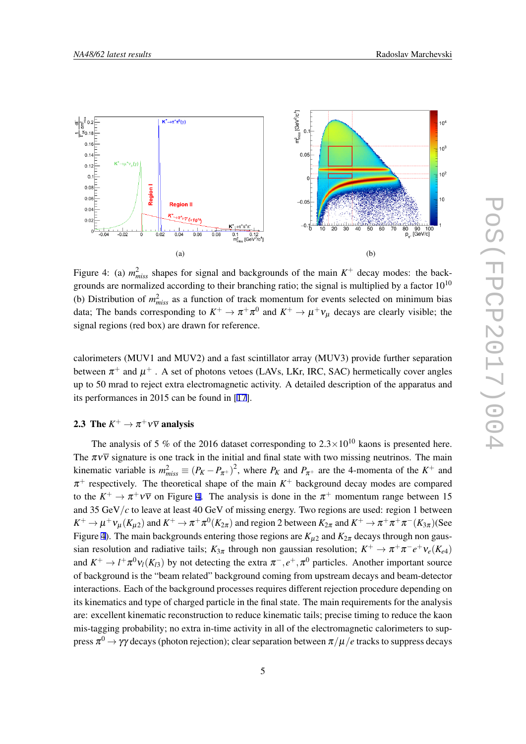(a)

(b)

Figure 4: (a) $m^2_{miss}$ shapes for signal and backgrounds of the main $K^+$ decay modes: the backgrounds are normalized according to their branching ratio; the signal is multiplied by a factor $10^{10}$ (b) Distribution of $m^2_{miss}$ as a function of track momentum for events selected on minimum bias data; The bands corresponding to $K^+ \to \pi^+\pi^0$ and $K^+ \to \mu^+\nu_\mu$ decays are clearly visible; the signal regions (red box) are drawn for reference.

calorimeters (MUV1 and MUV2) and a fast scintillator array (MUV3) provide further separation between $\pi^+$ and $\mu^+$ . A set of photons vetoes (LAVs, LKr, IRC, SAC) hermetically cover angles up to 50 mrad to reject extra electromagnetic activity. A detailed description of the apparatus and its performances in 2015 can be found in [17].

### 2.3 The $K^+ \to \pi^+\nu\bar{\nu}$ analysis

The analysis of 5 % of the 2016 dataset corresponding to $2.3\times10^{10}$ kaons is presented here. The $\pi\nu\bar{\nu}$ signature is one track in the initial and final state with two missing neutrinos. The main kinematic variable is $m^2_{miss} \equiv (P_K - P_{\pi^+})^2$, where $P_K$ and $P_{\pi^+}$ are the 4-momenta of the $K^+$ and $\pi^+$ respectively. The theoretical shape of the main $K^+$ background decay modes are compared to the $K^+ \to \pi^+\nu\bar{\nu}$ on Figure 4. The analysis is done in the $\pi^+$ momentum range between 15 and 35 GeV/$c$ to leave at least 40 GeV of missing energy. Two regions are used: region 1 between $K^+ \to \mu^+\nu_\mu(K_{\mu2})$ and $K^+ \to \pi^+\pi^0(K_{2\pi})$ and region 2 between $K_{2\pi}$ and $K^+ \to \pi^+\pi^+\pi^-(K_{3\pi})$(See Figure 4). The main backgrounds entering those regions are $K_{\mu2}$ and $K_{2\pi}$ decays through non gaussian resolution and radiative tails; $K_{3\pi}$ through non gaussian resolution; $K^+ \to \pi^+\pi^-e^+\nu_e(K_{e4})$ and $K^+ \to l^+\pi^0\nu_l(K_{l3})$ by not detecting the extra $\pi^-, e^+, \pi^0$ particles. Another important source of background is the "beam related" background coming from upstream decays and beam-detector interactions. Each of the background processes requires different rejection procedure depending on its kinematics and type of charged particle in the final state. The main requirements for the analysis are: excellent kinematic reconstruction to reduce kinematic tails; precise timing to reduce the kaon mis-tagging probability; no extra in-time activity in all of the electromagnetic calorimeters to suppress $\pi^0 \to \gamma\gamma$ decays (photon rejection); clear separation between $\pi/\mu/e$ tracks to suppress decays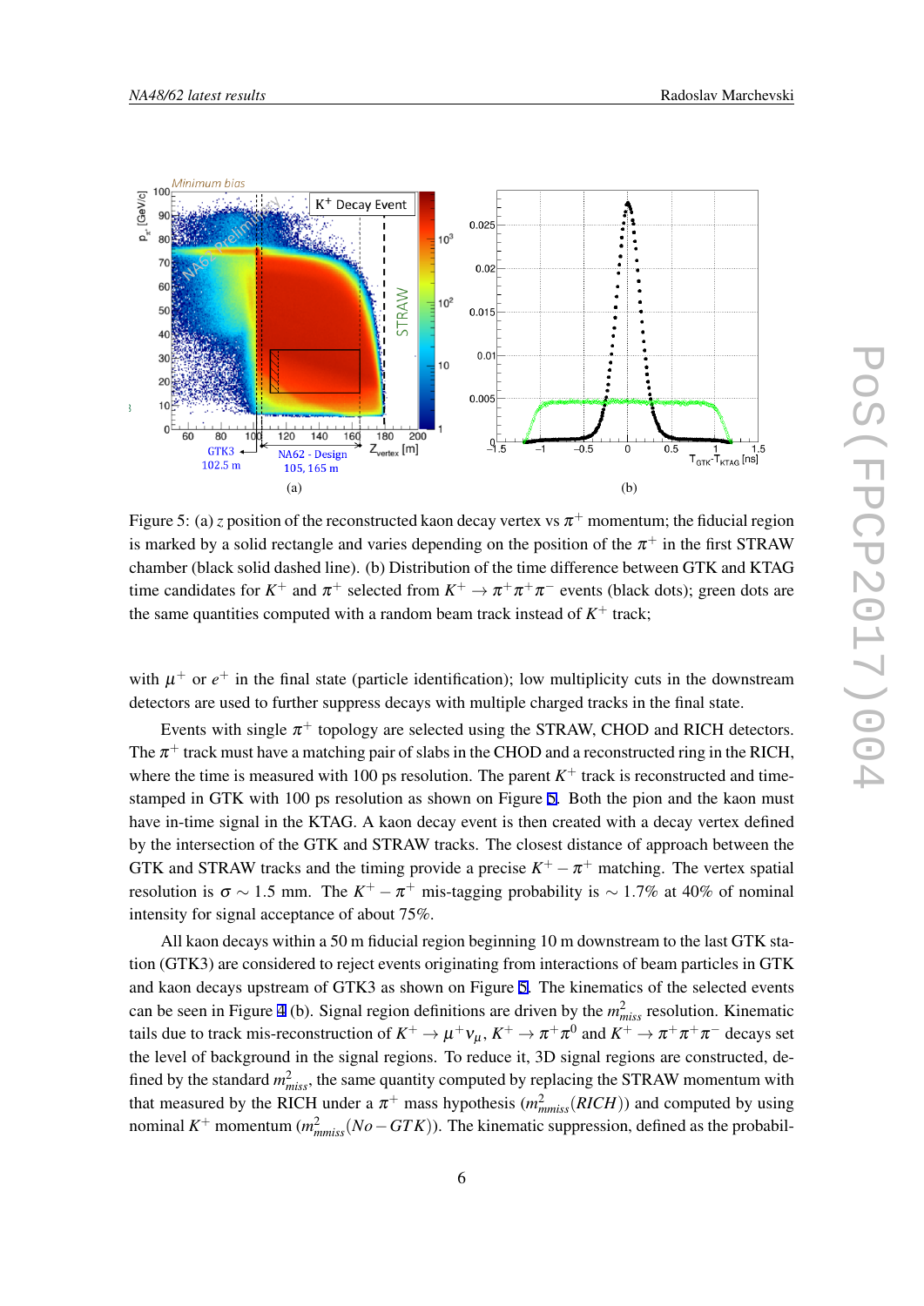Figure 5: (a) $z$ position of the reconstructed kaon decay vertex vs $\pi^+$ momentum; the fiducial region is marked by a solid rectangle and varies depending on the position of the $\pi^+$ in the first STRAW chamber (black solid dashed line). (b) Distribution of the time difference between GTK and KTAG time candidates for $K^+$ and $\pi^+$ selected from $K^+ \to \pi^+\pi^+\pi^-$ events (black dots); green dots are the same quantities computed with a random beam track instead of $K^+$ track;

with $\mu^+$ or $e^+$ in the final state (particle identification); low multiplicity cuts in the downstream detectors are used to further suppress decays with multiple charged tracks in the final state.

Events with single $\pi^+$ topology are selected using the STRAW, CHOD and RICH detectors. The $\pi^+$ track must have a matching pair of slabs in the CHOD and a reconstructed ring in the RICH, where the time is measured with 100 ps resolution. The parent $K^+$ track is reconstructed and time-stamped in GTK with 100 ps resolution as shown on Figure 5. Both the pion and the kaon must have in-time signal in the KTAG. A kaon decay event is then created with a decay vertex defined by the intersection of the GTK and STRAW tracks. The closest distance of approach between the GTK and STRAW tracks and the timing provide a precise $K^+ - \pi^+$ matching. The vertex spatial resolution is $\sigma \sim 1.5$ mm. The $K^+ - \pi^+$ mis-tagging probability is $\sim 1.7\%$ at 40% of nominal intensity for signal acceptance of about 75%.

All kaon decays within a 50 m fiducial region beginning 10 m downstream to the last GTK station (GTK3) are considered to reject events originating from interactions of beam particles in GTK and kaon decays upstream of GTK3 as shown on Figure 5. The kinematics of the selected events can be seen in Figure 4 (b). Signal region definitions are driven by the $m^2_{miss}$ resolution. Kinematic tails due to track mis-reconstruction of $K^+ \to \mu^+\nu_\mu$, $K^+ \to \pi^+\pi^0$ and $K^+ \to \pi^+\pi^+\pi^-$ decays set the level of background in the signal regions. To reduce it, 3D signal regions are constructed, defined by the standard $m^2_{miss}$, the same quantity computed by replacing the STRAW momentum with that measured by the RICH under a $\pi^+$ mass hypothesis ($m^2_{mmiss}(RICH)$) and computed by using nominal $K^+$ momentum ($m^2_{mmiss}(No-GTK)$). The kinematic suppression, defined as the probabil-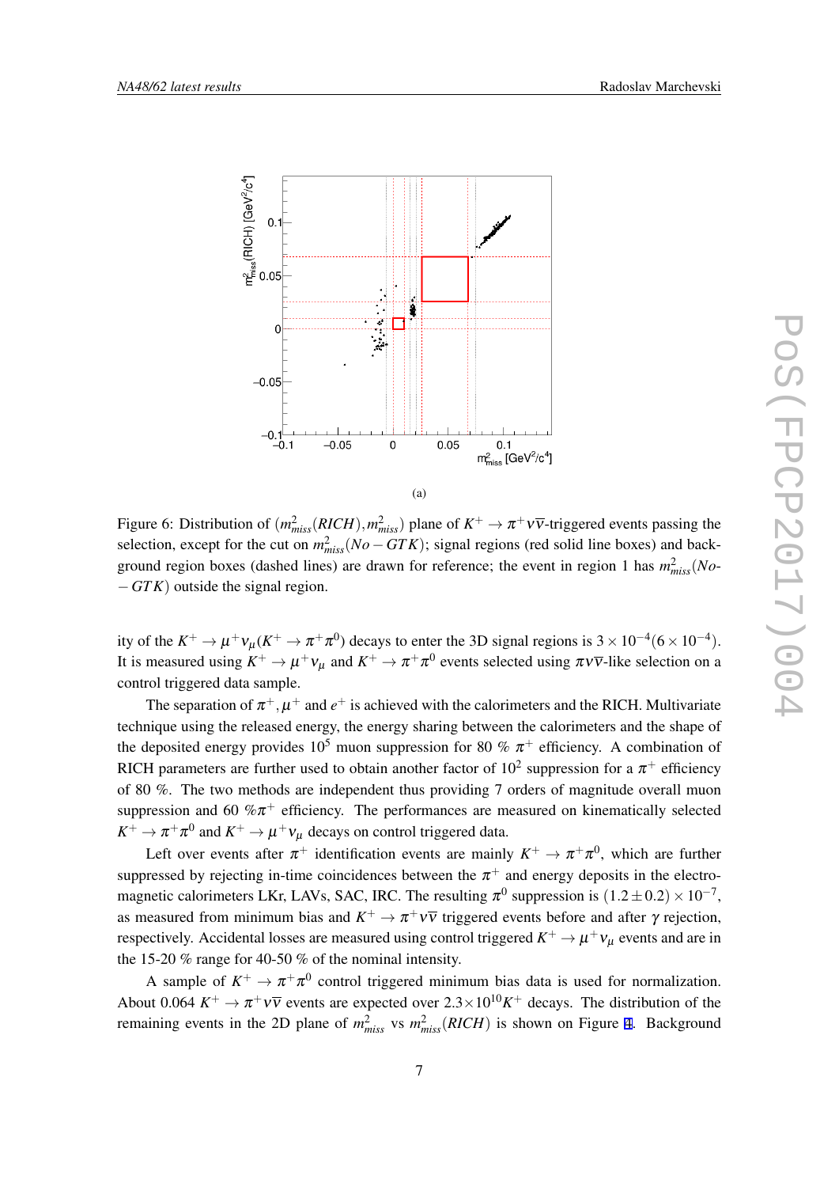(a)

Figure 6: Distribution of $(m^2_{miss}(RICH), m^2_{miss})$ plane of $K^+ \to \pi^+ \nu\bar{\nu}$-triggered events passing the selection, except for the cut on $m^2_{miss}(No-GTK)$; signal regions (red solid line boxes) and background region boxes (dashed lines) are drawn for reference; the event in region 1 has $m^2_{miss}(No-GTK)$ outside the signal region.

ity of the $K^+ \to \mu^+ \nu_\mu (K^+ \to \pi^+ \pi^0)$ decays to enter the 3D signal regions is $3 \times 10^{-4} (6 \times 10^{-4})$. It is measured using $K^+ \to \mu^+ \nu_\mu$ and $K^+ \to \pi^+ \pi^0$ events selected using $\pi\nu\bar{\nu}$-like selection on a control triggered data sample.

The separation of $\pi^+, \mu^+$ and $e^+$ is achieved with the calorimeters and the RICH. Multivariate technique using the released energy, the energy sharing between the calorimeters and the shape of the deposited energy provides $10^5$ muon suppression for 80 % $\pi^+$ efficiency. A combination of RICH parameters are further used to obtain another factor of $10^2$ suppression for a $\pi^+$ efficiency of 80 %. The two methods are independent thus providing 7 orders of magnitude overall muon suppression and 60 %$\pi^+$ efficiency. The performances are measured on kinematically selected $K^+ \to \pi^+ \pi^0$ and $K^+ \to \mu^+ \nu_\mu$ decays on control triggered data.

Left over events after $\pi^+$ identification events are mainly $K^+ \to \pi^+ \pi^0$, which are further suppressed by rejecting in-time coincidences between the $\pi^+$ and energy deposits in the electromagnetic calorimeters LKr, LAVs, SAC, IRC. The resulting $\pi^0$ suppression is $(1.2 \pm 0.2) \times 10^{-7}$, as measured from minimum bias and $K^+ \to \pi^+ \nu\bar{\nu}$ triggered events before and after $\gamma$ rejection, respectively. Accidental losses are measured using control triggered $K^+ \to \mu^+ \nu_\mu$ events and are in the 15-20 % range for 40-50 % of the nominal intensity.

A sample of $K^+ \to \pi^+ \pi^0$ control triggered minimum bias data is used for normalization. About 0.064 $K^+ \to \pi^+ \nu\bar{\nu}$ events are expected over $2.3 \times 10^{10} K^+$ decays. The distribution of the remaining events in the 2D plane of $m^2_{miss}$ vs $m^2_{miss}(RICH)$ is shown on Figure 4. Background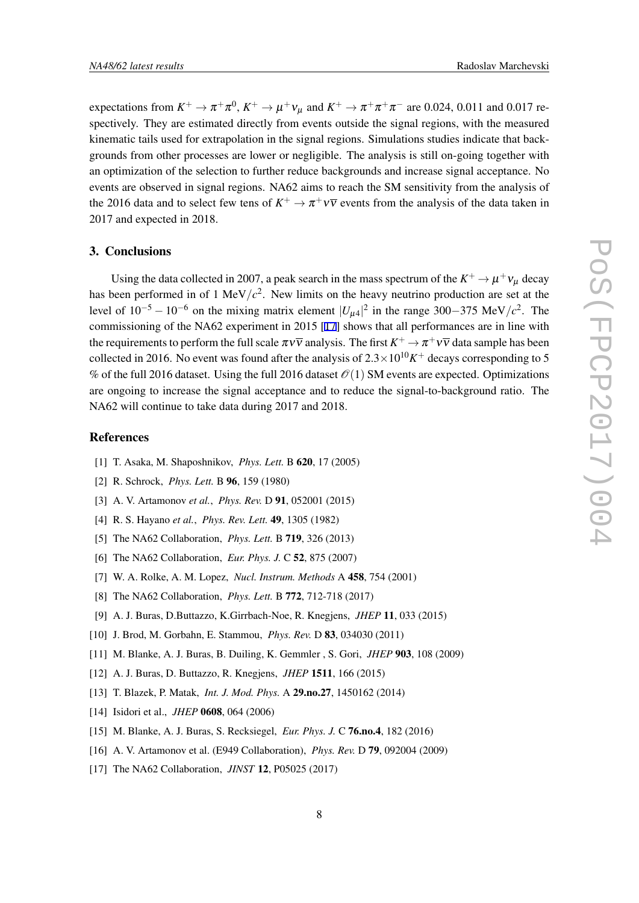expectations from $K^+ \to \pi^+\pi^0$, $K^+ \to \mu^+\nu_\mu$ and $K^+ \to \pi^+\pi^+\pi^-$ are 0.024, 0.011 and 0.017 respectively. They are estimated directly from events outside the signal regions, with the measured kinematic tails used for extrapolation in the signal regions. Simulations studies indicate that backgrounds from other processes are lower or negligible. The analysis is still on-going together with an optimization of the selection to further reduce backgrounds and increase signal acceptance. No events are observed in signal regions. NA62 aims to reach the SM sensitivity from the analysis of the 2016 data and to select few tens of $K^+ \to \pi^+\nu\bar{\nu}$ events from the analysis of the data taken in 2017 and expected in 2018.

## 3. Conclusions

Using the data collected in 2007, a peak search in the mass spectrum of the $K^+ \to \mu^+\nu_\mu$ decay has been performed in of 1 MeV$/c^2$. New limits on the heavy neutrino production are set at the level of $10^{-5} - 10^{-6}$ on the mixing matrix element $|U_{\mu 4}|^2$ in the range $300-375$ MeV$/c^2$. The commissioning of the NA62 experiment in 2015 [17] shows that all performances are in line with the requirements to perform the full scale $\pi\nu\bar{\nu}$ analysis. The first $K^+ \to \pi^+\nu\bar{\nu}$ data sample has been collected in 2016. No event was found after the analysis of $2.3\times10^{10} K^+$ decays corresponding to 5 % of the full 2016 dataset. Using the full 2016 dataset $\mathscr{O}(1)$ SM events are expected. Optimizations are ongoing to increase the signal acceptance and to reduce the signal-to-background ratio. The NA62 will continue to take data during 2017 and 2018.

## References

[1] T. Asaka, M. Shaposhnikov, *Phys. Lett.* B **620**, 17 (2005)

[2] R. Schrock, *Phys. Lett.* B **96**, 159 (1980)

[3] A. V. Artamonov *et al.*, *Phys. Rev.* D **91**, 052001 (2015)

[4] R. S. Hayano *et al.*, *Phys. Rev. Lett.* **49**, 1305 (1982)

[5] The NA62 Collaboration, *Phys. Lett.* B **719**, 326 (2013)

[6] The NA62 Collaboration, *Eur. Phys. J.* C **52**, 875 (2007)

[7] W. A. Rolke, A. M. Lopez, *Nucl. Instrum. Methods* A **458**, 754 (2001)

[8] The NA62 Collaboration, *Phys. Lett.* B **772**, 712-718 (2017)

[9] A. J. Buras, D.Buttazzo, K.Girrbach-Noe, R. Knegjens, *JHEP* **11**, 033 (2015)

[10] J. Brod, M. Gorbahn, E. Stammou, *Phys. Rev.* D **83**, 034030 (2011)

[11] M. Blanke, A. J. Buras, B. Duiling, K. Gemmler , S. Gori, *JHEP* **903**, 108 (2009)

[12] A. J. Buras, D. Buttazzo, R. Knegjens, *JHEP* **1511**, 166 (2015)

[13] T. Blazek, P. Matak, *Int. J. Mod. Phys.* A **29.no.27**, 1450162 (2014)

[14] Isidori et al., *JHEP* **0608**, 064 (2006)

[15] M. Blanke, A. J. Buras, S. Recksiegel, *Eur. Phys. J.* C **76.no.4**, 182 (2016)

[16] A. V. Artamonov et al. (E949 Collaboration), *Phys. Rev.* D **79**, 092004 (2009)

[17] The NA62 Collaboration, *JINST* **12**, P05025 (2017)